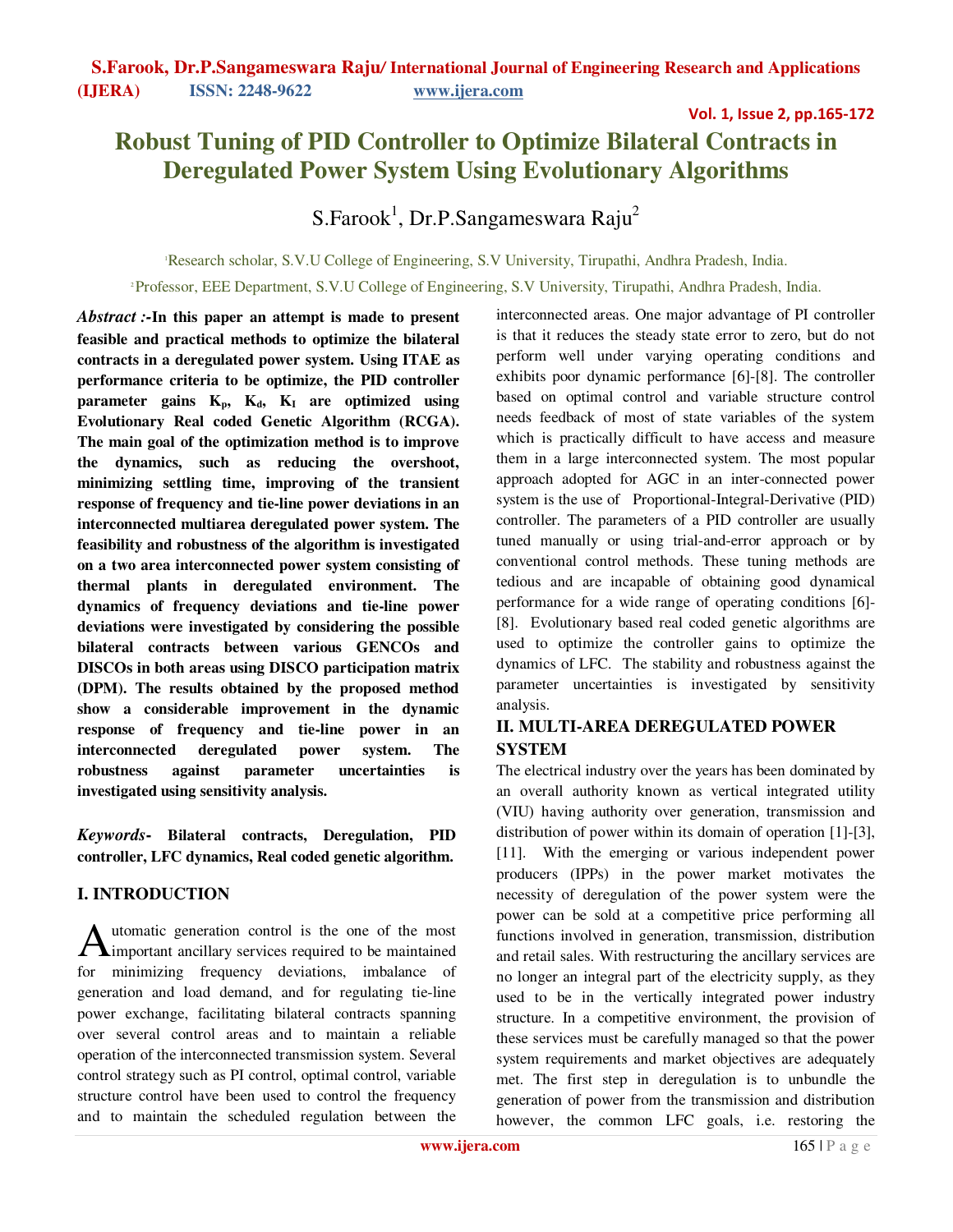# Robust Tuning of PID Controller to Optimize Bilateral Contracts in Deregulated Power System Using Evolutionary Algorithms

S.Farook[1], Dr.P.Sangameswara Raju[2]

[1]Research scholar, S.V.U College of Engineering, S.V University, Tirupathi, Andhra Pradesh, India.

[2]Professor, EEE Department, S.V.U College of Engineering, S.V University, Tirupathi, Andhra Pradesh, India.

***Abstract :-*****In this paper an attempt is made to present feasible and practical methods to optimize the bilateral contracts in a deregulated power system. Using ITAE as performance criteria to be optimize, the PID controller parameter gains $K_p$, $K_d$, $K_I$ are optimized using Evolutionary Real coded Genetic Algorithm (RCGA). The main goal of the optimization method is to improve the dynamics, such as reducing the overshoot, minimizing settling time, improving of the transient response of frequency and tie-line power deviations in an interconnected multiarea deregulated power system. The feasibility and robustness of the algorithm is investigated on a two area interconnected power system consisting of thermal plants in deregulated environment. The dynamics of frequency deviations and tie-line power deviations were investigated by considering the possible bilateral contracts between various GENCOs and DISCOs in both areas using DISCO participation matrix (DPM). The results obtained by the proposed method show a considerable improvement in the dynamic response of frequency and tie-line power in an interconnected deregulated power system. The robustness against parameter uncertainties is investigated using sensitivity analysis.**

***Keywords-*** **Bilateral contracts, Deregulation, PID controller, LFC dynamics, Real coded genetic algorithm.**

## I. INTRODUCTION

Automatic generation control is the one of the most important ancillary services required to be maintained for minimizing frequency deviations, imbalance of generation and load demand, and for regulating tie-line power exchange, facilitating bilateral contracts spanning over several control areas and to maintain a reliable operation of the interconnected transmission system. Several control strategy such as PI control, optimal control, variable structure control have been used to control the frequency and to maintain the scheduled regulation between the interconnected areas. One major advantage of PI controller is that it reduces the steady state error to zero, but do not perform well under varying operating conditions and exhibits poor dynamic performance [6]-[8]. The controller based on optimal control and variable structure control needs feedback of most of state variables of the system which is practically difficult to have access and measure them in a large interconnected system. The most popular approach adopted for AGC in an inter-connected power system is the use of Proportional-Integral-Derivative (PID) controller. The parameters of a PID controller are usually tuned manually or using trial-and-error approach or by conventional control methods. These tuning methods are tedious and are incapable of obtaining good dynamical performance for a wide range of operating conditions [6]-[8]. Evolutionary based real coded genetic algorithms are used to optimize the controller gains to optimize the dynamics of LFC. The stability and robustness against the parameter uncertainties is investigated by sensitivity analysis.

## II. MULTI-AREA DEREGULATED POWER SYSTEM

The electrical industry over the years has been dominated by an overall authority known as vertical integrated utility (VIU) having authority over generation, transmission and distribution of power within its domain of operation [1]-[3], [11]. With the emerging or various independent power producers (IPPs) in the power market motivates the necessity of deregulation of the power system were the power can be sold at a competitive price performing all functions involved in generation, transmission, distribution and retail sales. With restructuring the ancillary services are no longer an integral part of the electricity supply, as they used to be in the vertically integrated power industry structure. In a competitive environment, the provision of these services must be carefully managed so that the power system requirements and market objectives are adequately met. The first step in deregulation is to unbundle the generation of power from the transmission and distribution however, the common LFC goals, i.e. restoring the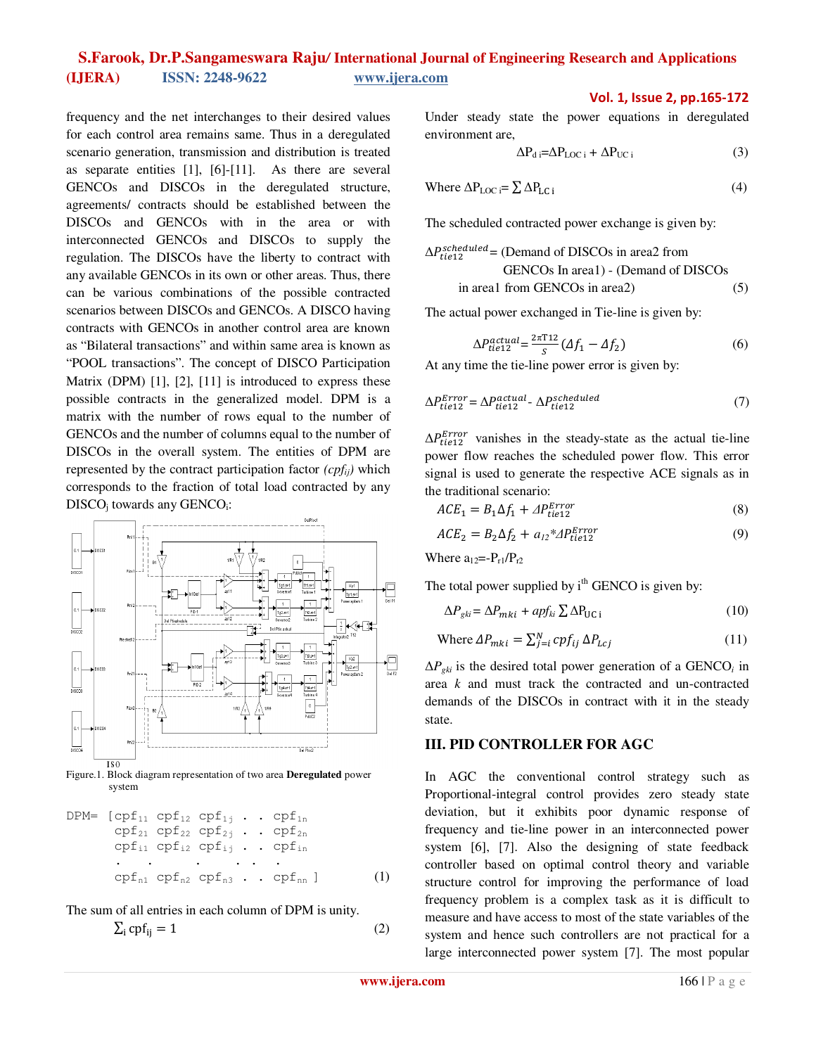frequency and the net interchanges to their desired values for each control area remains same. Thus in a deregulated scenario generation, transmission and distribution is treated as separate entities [1], [6]-[11]. As there are several GENCOs and DISCOs in the deregulated structure, agreements/ contracts should be established between the DISCOs and GENCOs with in the area or with interconnected GENCOs and DISCOs to supply the regulation. The DISCOs have the liberty to contract with any available GENCOs in its own or other areas. Thus, there can be various combinations of the possible contracted scenarios between DISCOs and GENCOs. A DISCO having contracts with GENCOs in another control area are known as "Bilateral transactions" and within same area is known as "POOL transactions". The concept of DISCO Participation Matrix (DPM) [1], [2], [11] is introduced to express these possible contracts in the generalized model. DPM is a matrix with the number of rows equal to the number of GENCOs and the number of columns equal to the number of DISCOs in the overall system. The entities of DPM are represented by the contract participation factor *($cpf_{ij}$)* which corresponds to the fraction of total load contracted by any $DISCO_j$ towards any $GENCO_i$:

Figure.1. Block diagram representation of two area **Deregulated** power system

$$DPM = \begin{bmatrix} cpf_{11} & cpf_{12} & cpf_{1j} & . & . & cpf_{1n} \\ cpf_{21} & cpf_{22} & cpf_{2j} & . & . & cpf_{2n} \\ cpf_{i1} & cpf_{i2} & cpf_{ij} & . & . & cpf_{in} \\ . & . & . & . & . & . \\ cpf_{n1} & cpf_{n2} & cpf_{n3} & . & . & cpf_{nn} \end{bmatrix} \quad (1)$$

The sum of all entries in each column of DPM is unity.

$$\sum_i cpf_{ij} = 1 \quad (2)$$

Under steady state the power equations in deregulated environment are,

$$\Delta P_{d\,i} = \Delta P_{LOC\,i} + \Delta P_{UC\,i} \quad (3)$$

Where $\Delta P_{LOC\,i} = \sum \Delta P_{LC\,i}$ (4)

The scheduled contracted power exchange is given by:

$\Delta P_{tie12}^{scheduled}$ = (Demand of DISCOs in area2 from GENCOs In area1) - (Demand of DISCOs in area1 from GENCOs in area2) (5)

The actual power exchanged in Tie-line is given by:

$$\Delta P_{tie12}^{actual} = \frac{2\pi T12}{s}(\Delta f_1 - \Delta f_2) \quad (6)$$

At any time the tie-line power error is given by:

$$\Delta P_{tie12}^{Error} = \Delta P_{tie12}^{actual} - \Delta P_{tie12}^{scheduled} \quad (7)$$

$\Delta P_{tie12}^{Error}$ vanishes in the steady-state as the actual tie-line power flow reaches the scheduled power flow. This error signal is used to generate the respective ACE signals as in the traditional scenario:

$$ACE_1 = B_1 \Delta f_1 + \Delta P_{tie12}^{Error} \quad (8)$$

$$ACE_2 = B_2 \Delta f_2 + a_{12} * \Delta P_{tie12}^{Error} \quad (9)$$

Where $a_{12} = -P_{r1}/P_{r2}$

The total power supplied by i[th] GENCO is given by:

$$\Delta P_{gki} = \Delta P_{mki} + apf_{ki} \sum \Delta P_{UC\,i} \quad (10)$$

$$\text{Where } \Delta P_{mki} = \sum_{j=i}^{N} cpf_{ij}\, \Delta P_{Lcj} \quad (11)$$

$\Delta P_{gki}$ is the desired total power generation of a $GENCO_i$ in area *k* and must track the contracted and un-contracted demands of the DISCOs in contract with it in the steady state.

## III. PID CONTROLLER FOR AGC

In AGC the conventional control strategy such as Proportional-integral control provides zero steady state deviation, but it exhibits poor dynamic response of frequency and tie-line power in an interconnected power system [6], [7]. Also the designing of state feedback controller based on optimal control theory and variable structure control for improving the performance of load frequency problem is a complex task as it is difficult to measure and have access to most of the state variables of the system and hence such controllers are not practical for a large interconnected power system [7]. The most popular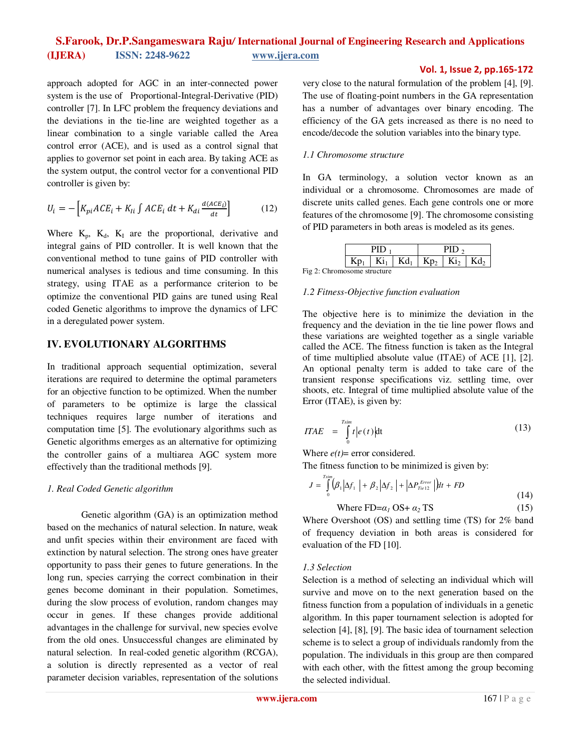approach adopted for AGC in an inter-connected power system is the use of Proportional-Integral-Derivative (PID) controller [7]. In LFC problem the frequency deviations and the deviations in the tie-line are weighted together as a linear combination to a single variable called the Area control error (ACE), and is used as a control signal that applies to governor set point in each area. By taking ACE as the system output, the control vector for a conventional PID controller is given by:

$$U_i = -\left[K_{pi}ACE_i + K_{Ii}\int ACE_i\,dt + K_{di}\frac{d(ACE_i)}{dt}\right] \tag{12}$$

Where $K_p$, $K_d$, $K_I$ are the proportional, derivative and integral gains of PID controller. It is well known that the conventional method to tune gains of PID controller with numerical analyses is tedious and time consuming. In this strategy, using ITAE as a performance criterion to be optimize the conventional PID gains are tuned using Real coded Genetic algorithms to improve the dynamics of LFC in a deregulated power system.

## IV. EVOLUTIONARY ALGORITHMS

In traditional approach sequential optimization, several iterations are required to determine the optimal parameters for an objective function to be optimized. When the number of parameters to be optimize is large the classical techniques requires large number of iterations and computation time [5]. The evolutionary algorithms such as Genetic algorithms emerges as an alternative for optimizing the controller gains of a multiarea AGC system more effectively than the traditional methods [9].

### *1. Real Coded Genetic algorithm*

Genetic algorithm (GA) is an optimization method based on the mechanics of natural selection. In nature, weak and unfit species within their environment are faced with extinction by natural selection. The strong ones have greater opportunity to pass their genes to future generations. In the long run, species carrying the correct combination in their genes become dominant in their population. Sometimes, during the slow process of evolution, random changes may occur in genes. If these changes provide additional advantages in the challenge for survival, new species evolve from the old ones. Unsuccessful changes are eliminated by natural selection. In real-coded genetic algorithm (RCGA), a solution is directly represented as a vector of real parameter decision variables, representation of the solutions very close to the natural formulation of the problem [4], [9]. The use of floating-point numbers in the GA representation has a number of advantages over binary encoding. The efficiency of the GA gets increased as there is no need to encode/decode the solution variables into the binary type.

#### *1.1 Chromosome structure*

In GA terminology, a solution vector known as an individual or a chromosome. Chromosomes are made of discrete units called genes. Each gene controls one or more features of the chromosome [9]. The chromosome consisting of PID parameters in both areas is modeled as its genes.

| PID $_1$ | | | PID $_2$ | | |
|---|---|---|---|---|---|
| $Kp_1$ | $Ki_1$ | $Kd_1$ | $Kp_2$ | $Ki_2$ | $Kd_2$ |

Fig 2: Chromosome structure

#### *1.2 Fitness-Objective function evaluation*

The objective here is to minimize the deviation in the frequency and the deviation in the tie line power flows and these variations are weighted together as a single variable called the ACE. The fitness function is taken as the Integral of time multiplied absolute value (ITAE) of ACE [1], [2]. An optional penalty term is added to take care of the transient response specifications viz. settling time, over shoots, etc. Integral of time multiplied absolute value of the Error (ITAE), is given by:

$$ITAE = \int_0^{Tsim} t\left|e(t)\right|dt \tag{13}$$

Where $e(t)$= error considered.

The fitness function to be minimized is given by:

$$J = \int_0^{Tsim}\left(\beta_1\left|\Delta f_1\right| + \beta_2\left|\Delta f_2\right| + \left|\Delta P_{Tie12}^{Error}\right|\right)dt + FD \tag{14}$$

$$\text{Where } FD=\alpha_1\,OS+\alpha_2\,TS \tag{15}$$

Where Overshoot (OS) and settling time (TS) for 2% band of frequency deviation in both areas is considered for evaluation of the FD [10].

#### *1.3 Selection*

Selection is a method of selecting an individual which will survive and move on to the next generation based on the fitness function from a population of individuals in a genetic algorithm. In this paper tournament selection is adopted for selection [4], [8], [9]. The basic idea of tournament selection scheme is to select a group of individuals randomly from the population. The individuals in this group are then compared with each other, with the fittest among the group becoming the selected individual.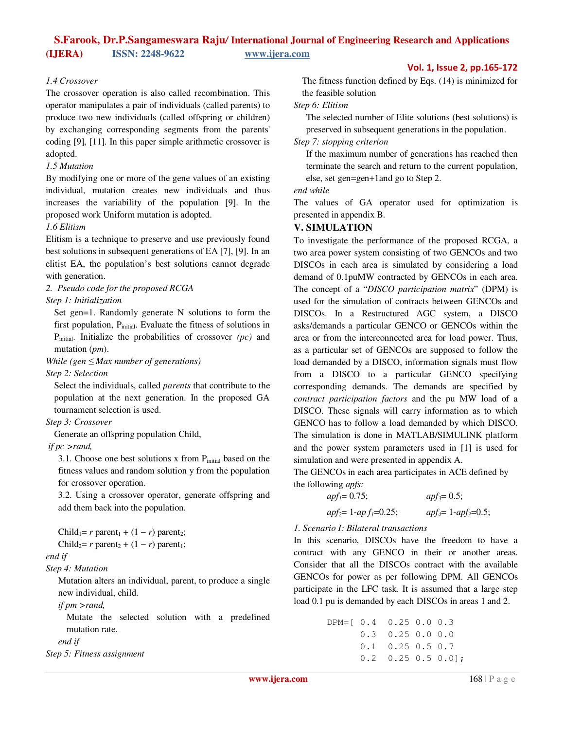*1.4 Crossover*

The crossover operation is also called recombination. This operator manipulates a pair of individuals (called parents) to produce two new individuals (called offspring or children) by exchanging corresponding segments from the parents' coding [9], [11]. In this paper simple arithmetic crossover is adopted.

*1.5 Mutation*

By modifying one or more of the gene values of an existing individual, mutation creates new individuals and thus increases the variability of the population [9]. In the proposed work Uniform mutation is adopted.

*1.6 Elitism*

Elitism is a technique to preserve and use previously found best solutions in subsequent generations of EA [7], [9]. In an elitist EA, the population's best solutions cannot degrade with generation.

*2. Pseudo code for the proposed RCGA*

*Step 1: Initialization*

Set gen=1. Randomly generate N solutions to form the first population, $P_{initial}$. Evaluate the fitness of solutions in $P_{initial}$. Initialize the probabilities of crossover *(pc)* and mutation (*pm*).

*While (gen ≤ Max number of generations)*

*Step 2: Selection*

Select the individuals, called *parents* that contribute to the population at the next generation. In the proposed GA tournament selection is used.

*Step 3: Crossover*

Generate an offspring population Child,

*if pc >rand,*

3.1. Choose one best solutions x from $P_{initial}$ based on the fitness values and random solution y from the population for crossover operation.

3.2. Using a crossover operator, generate offspring and add them back into the population.

$Child_1 = r\, parent_1 + (1 - r)\, parent_2;$

$Child_2 = r\, parent_2 + (1 - r)\, parent_1;$

*end if*

*Step 4: Mutation*

Mutation alters an individual, parent, to produce a single new individual, child.

*if pm >rand,*

Mutate the selected solution with a predefined mutation rate.

*end if*

*Step 5: Fitness assignment*

The fitness function defined by Eqs. (14) is minimized for the feasible solution

*Step 6: Elitism*

The selected number of Elite solutions (best solutions) is preserved in subsequent generations in the population.

*Step 7: stopping criterion*

If the maximum number of generations has reached then terminate the search and return to the current population, else, set gen=gen+1and go to Step 2.

*end while*

The values of GA operator used for optimization is presented in appendix B.

## V. SIMULATION

To investigate the performance of the proposed RCGA, a two area power system consisting of two GENCOs and two DISCOs in each area is simulated by considering a load demand of 0.1puMW contracted by GENCOs in each area. The concept of a "*DISCO participation matrix*" (DPM) is used for the simulation of contracts between GENCOs and DISCOs. In a Restructured AGC system, a DISCO asks/demands a particular GENCO or GENCOs within the area or from the interconnected area for load power. Thus, as a particular set of GENCOs are supposed to follow the load demanded by a DISCO, information signals must flow from a DISCO to a particular GENCO specifying corresponding demands. The demands are specified by *contract participation factors* and the pu MW load of a DISCO. These signals will carry information as to which GENCO has to follow a load demanded by which DISCO. The simulation is done in MATLAB/SIMULINK platform and the power system parameters used in [1] is used for simulation and were presented in appendix A.

The GENCOs in each area participates in ACE defined by the following *apfs:*

$apf_1 = 0.75;$ $\quad apf_3 = 0.5;$

$apf_2 = 1\text{-}apf_1 = 0.25;$ $\quad apf_4 = 1\text{-}apf_3 = 0.5;$

*1. Scenario I: Bilateral transactions*

In this scenario, DISCOs have the freedom to have a contract with any GENCO in their or another areas. Consider that all the DISCOs contract with the available GENCOs for power as per following DPM. All GENCOs participate in the LFC task. It is assumed that a large step load 0.1 pu is demanded by each DISCOs in areas 1 and 2.

```
DPM=[ 0.4   0.25 0.0 0.3
      0.3   0.25 0.0 0.0
      0.1   0.25 0.5 0.7
      0.2   0.25 0.5 0.0];
```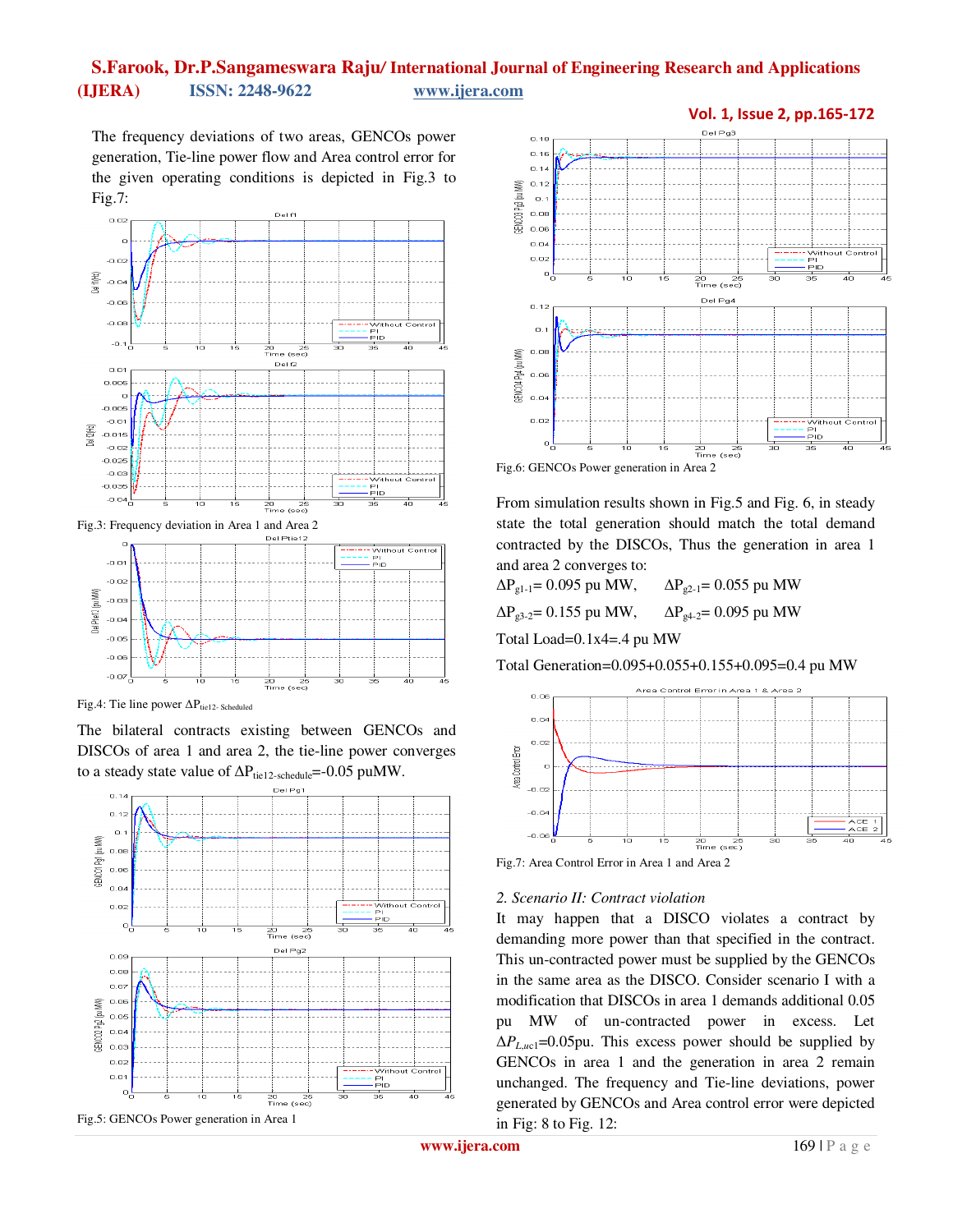The frequency deviations of two areas, GENCOs power generation, Tie-line power flow and Area control error for the given operating conditions is depicted in Fig.3 to Fig.7:

Fig.3: Frequency deviation in Area 1 and Area 2

Fig.4: Tie line power $\Delta P_{tie12\text{- Scheduled}}$

The bilateral contracts existing between GENCOs and DISCOs of area 1 and area 2, the tie-line power converges to a steady state value of $\Delta P_{tie12\text{-schedule}}$=-0.05 puMW.

Fig.5: GENCOs Power generation in Area 1

Fig.6: GENCOs Power generation in Area 2

From simulation results shown in Fig.5 and Fig. 6, in steady state the total generation should match the total demand contracted by the DISCOs, Thus the generation in area 1 and area 2 converges to:

$\Delta P_{g1\text{-}1}$= 0.095 pu MW, $\Delta P_{g2\text{-}1}$= 0.055 pu MW

$\Delta P_{g3\text{-}2}$= 0.155 pu MW, $\Delta P_{g4\text{-}2}$= 0.095 pu MW

Total Load=0.1x4=.4 pu MW

Total Generation=0.095+0.055+0.155+0.095=0.4 pu MW

Fig.7: Area Control Error in Area 1 and Area 2

*2. Scenario II: Contract violation*

It may happen that a DISCO violates a contract by demanding more power than that specified in the contract. This un-contracted power must be supplied by the GENCOs in the same area as the DISCO. Consider scenario I with a modification that DISCOs in area 1 demands additional 0.05 pu MW of un-contracted power in excess. Let $\Delta P_{L,uc1}$=0.05pu. This excess power should be supplied by GENCOs in area 1 and the generation in area 2 remain unchanged. The frequency and Tie-line deviations, power generated by GENCOs and Area control error were depicted in Fig: 8 to Fig. 12: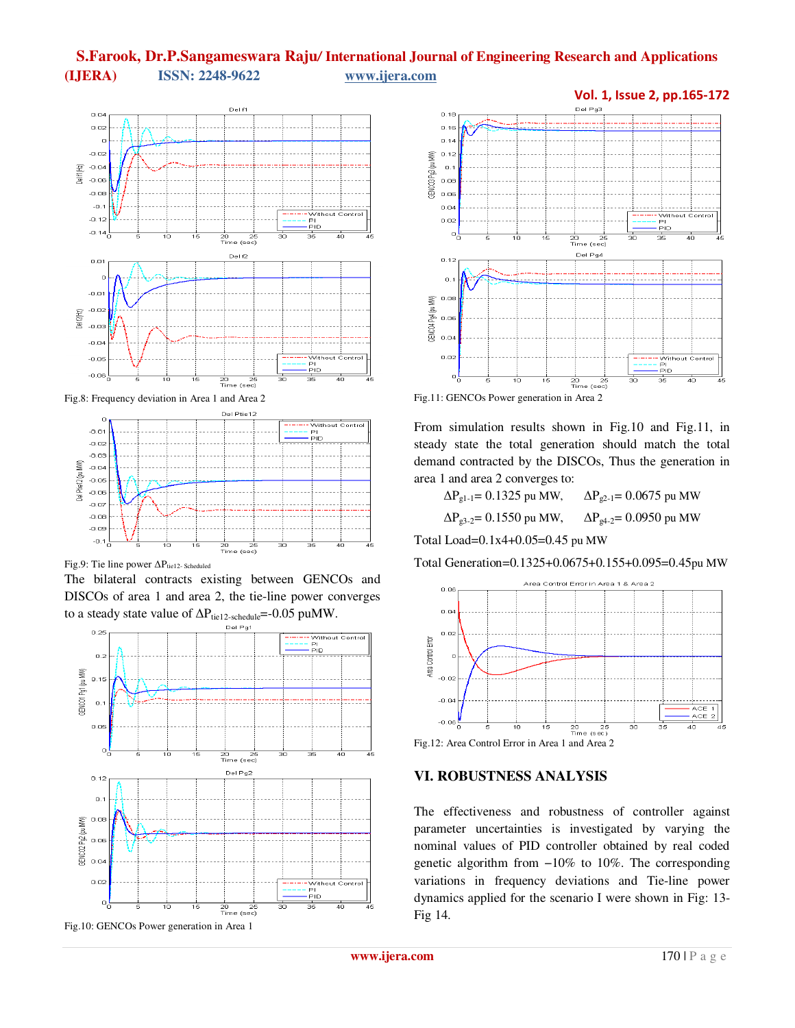Fig.8: Frequency deviation in Area 1 and Area 2

Fig.9: Tie line power $\Delta P_{tie12\text{-}Scheduled}$

The bilateral contracts existing between GENCOs and DISCOs of area 1 and area 2, the tie-line power converges to a steady state value of $\Delta P_{tie12\text{-}schedule}$=-0.05 puMW.

Fig.10: GENCOs Power generation in Area 1

Fig.11: GENCOs Power generation in Area 2

From simulation results shown in Fig.10 and Fig.11, in steady state the total generation should match the total demand contracted by the DISCOs, Thus the generation in area 1 and area 2 converges to:

$\Delta P_{g1\text{-}1}$= 0.1325 pu MW, $\Delta P_{g2\text{-}1}$= 0.0675 pu MW

$\Delta P_{g3\text{-}2}$= 0.1550 pu MW, $\Delta P_{g4\text{-}2}$= 0.0950 pu MW

Total Load=0.1x4+0.05=0.45 pu MW

Total Generation=0.1325+0.0675+0.155+0.095=0.45pu MW

Fig.12: Area Control Error in Area 1 and Area 2

## VI. ROBUSTNESS ANALYSIS

The effectiveness and robustness of controller against parameter uncertainties is investigated by varying the nominal values of PID controller obtained by real coded genetic algorithm from −10% to 10%. The corresponding variations in frequency deviations and Tie-line power dynamics applied for the scenario I were shown in Fig: 13-Fig 14.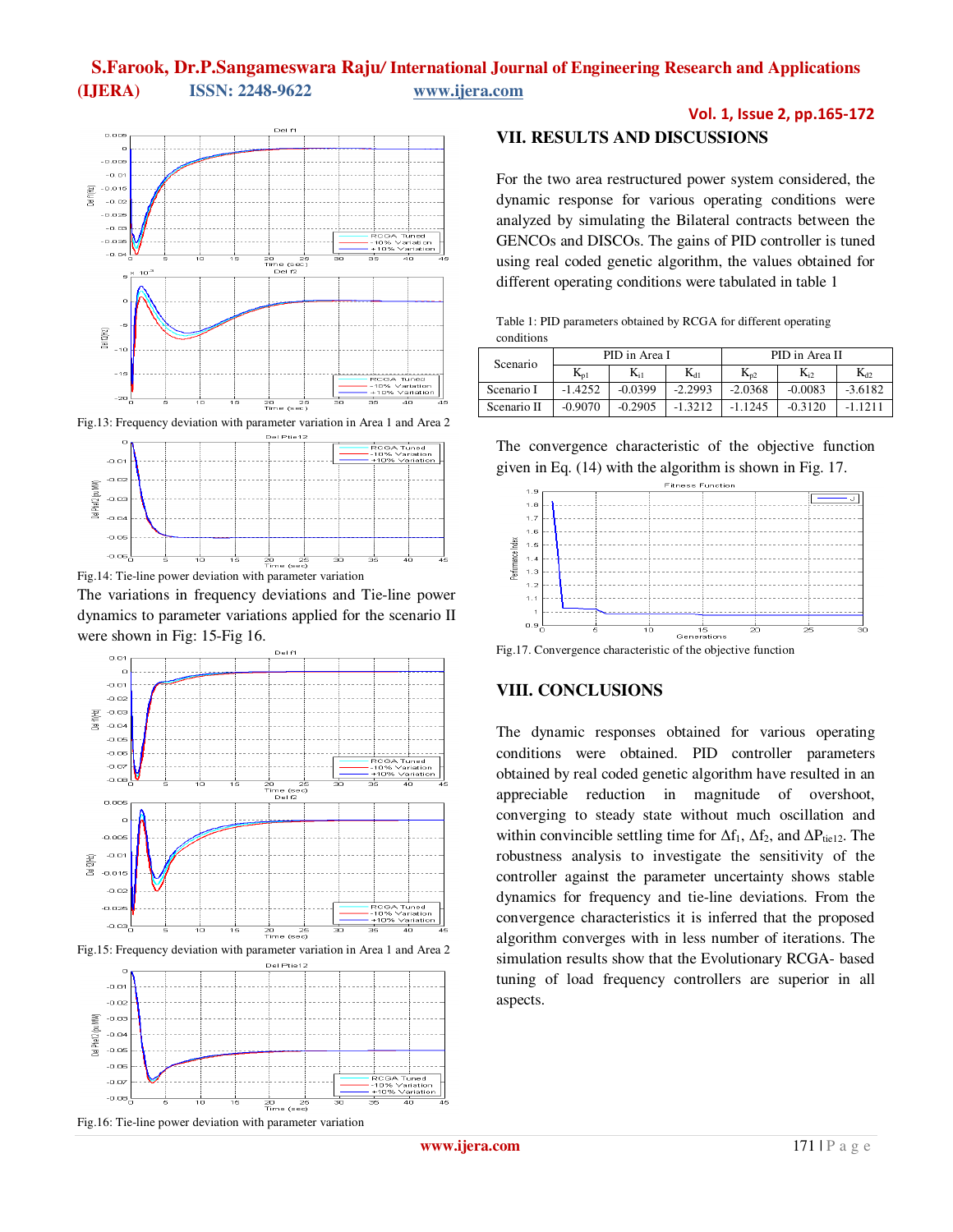Fig.13: Frequency deviation with parameter variation in Area 1 and Area 2

Fig.14: Tie-line power deviation with parameter variation

The variations in frequency deviations and Tie-line power dynamics to parameter variations applied for the scenario II were shown in Fig: 15-Fig 16.

Fig.15: Frequency deviation with parameter variation in Area 1 and Area 2

Fig.16: Tie-line power deviation with parameter variation

## VII. RESULTS AND DISCUSSIONS

For the two area restructured power system considered, the dynamic response for various operating conditions were analyzed by simulating the Bilateral contracts between the GENCOs and DISCOs. The gains of PID controller is tuned using real coded genetic algorithm, the values obtained for different operating conditions were tabulated in table 1

Table 1: PID parameters obtained by RCGA for different operating conditions

| Scenario | PID in Area I | | | PID in Area II | | |
|---|---|---|---|---|---|---|
| | $K_{p1}$ | $K_{i1}$ | $K_{d1}$ | $K_{p2}$ | $K_{i2}$ | $K_{d2}$ |
| Scenario I | -1.4252 | -0.0399 | -2.2993 | -2.0368 | -0.0083 | -3.6182 |
| Scenario II | -0.9070 | -0.2905 | -1.3212 | -1.1245 | -0.3120 | -1.1211 |

The convergence characteristic of the objective function given in Eq. (14) with the algorithm is shown in Fig. 17.

Fig.17. Convergence characteristic of the objective function

## VIII. CONCLUSIONS

The dynamic responses obtained for various operating conditions were obtained. PID controller parameters obtained by real coded genetic algorithm have resulted in an appreciable reduction in magnitude of overshoot, converging to steady state without much oscillation and within convincible settling time for $\Delta f_1$, $\Delta f_2$, and $\Delta P_{tie12}$. The robustness analysis to investigate the sensitivity of the controller against the parameter uncertainty shows stable dynamics for frequency and tie-line deviations. From the convergence characteristics it is inferred that the proposed algorithm converges with in less number of iterations. The simulation results show that the Evolutionary RCGA- based tuning of load frequency controllers are superior in all aspects.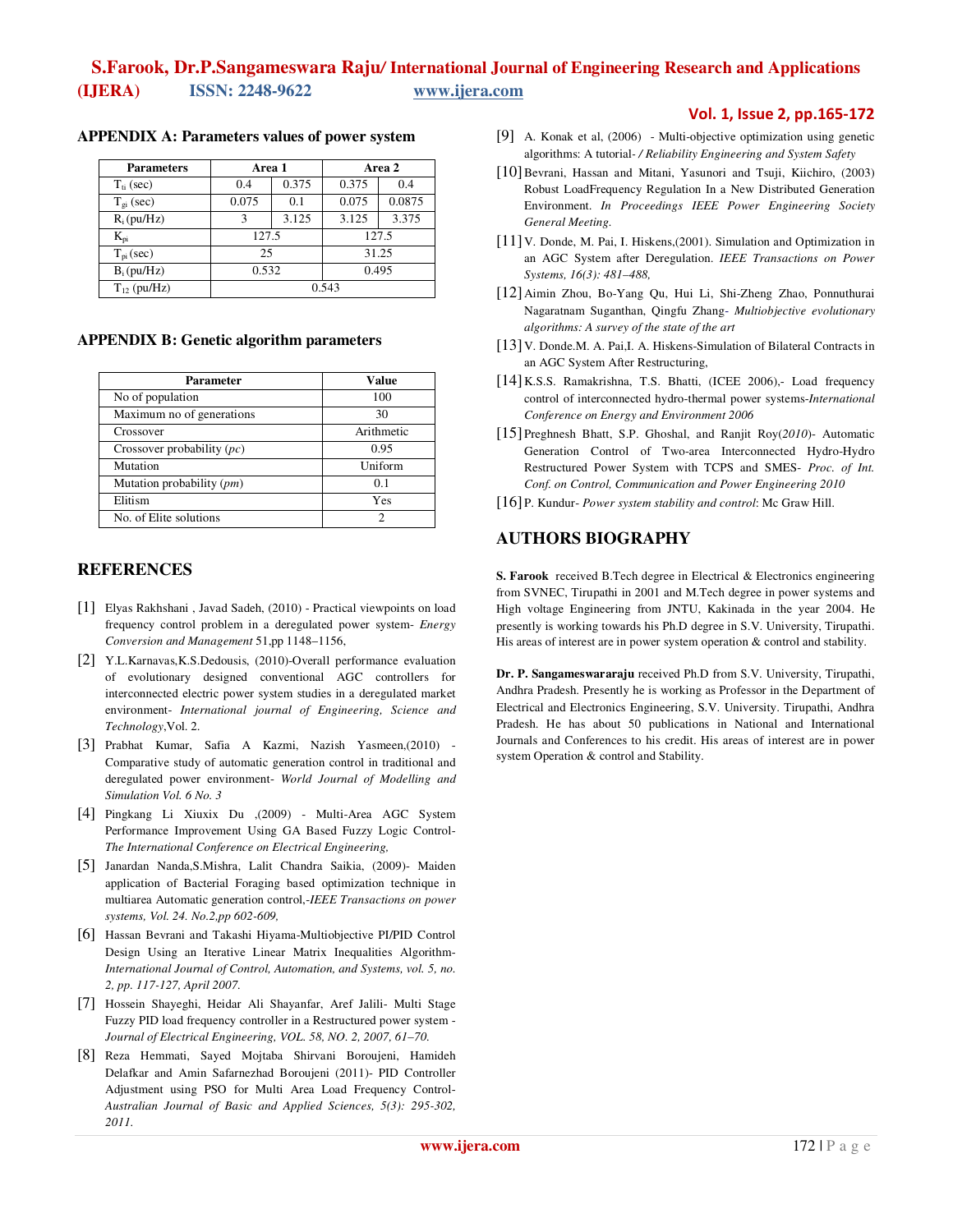## APPENDIX A: Parameters values of power system

| Parameters | Area 1 | | Area 2 | |
|---|---|---|---|---|
| $T_{ti}$ (sec) | 0.4 | 0.375 | 0.375 | 0.4 |
| $T_{gi}$ (sec) | 0.075 | 0.1 | 0.075 | 0.0875 |
| $R_i$ (pu/Hz) | 3 | 3.125 | 3.125 | 3.375 |
| $K_{pi}$ | 127.5 | | 127.5 | |
| $T_{pi}$ (sec) | 25 | | 31.25 | |
| $B_i$ (pu/Hz) | 0.532 | | 0.495 | |
| $T_{12}$ (pu/Hz) | 0.543 | | | |

## APPENDIX B: Genetic algorithm parameters

| Parameter | Value |
|---|---|
| No of population | 100 |
| Maximum no of generations | 30 |
| Crossover | Arithmetic |
| Crossover probability (*pc*) | 0.95 |
| Mutation | Uniform |
| Mutation probability (*pm*) | 0.1 |
| Elitism | Yes |
| No. of Elite solutions | 2 |

## REFERENCES

[1] Elyas Rakhshani , Javad Sadeh, (2010) - Practical viewpoints on load frequency control problem in a deregulated power system- *Energy Conversion and Management* 51,pp 1148–1156,

[2] Y.L.Karnavas,K.S.Dedousis, (2010)-Overall performance evaluation of evolutionary designed conventional AGC controllers for interconnected electric power system studies in a deregulated market environment- *International journal of Engineering, Science and Technology*,Vol. 2.

[3] Prabhat Kumar, Safia A Kazmi, Nazish Yasmeen,(2010) - Comparative study of automatic generation control in traditional and deregulated power environment- *World Journal of Modelling and Simulation Vol. 6 No. 3*

[4] Pingkang Li Xiuxix Du ,(2009) - Multi-Area AGC System Performance Improvement Using GA Based Fuzzy Logic Control- *The International Conference on Electrical Engineering,*

[5] Janardan Nanda,S.Mishra, Lalit Chandra Saikia, (2009)- Maiden application of Bacterial Foraging based optimization technique in multiarea Automatic generation control,-*IEEE Transactions on power systems, Vol. 24. No.2,pp 602-609,*

[6] Hassan Bevrani and Takashi Hiyama-Multiobjective PI/PID Control Design Using an Iterative Linear Matrix Inequalities Algorithm- *International Journal of Control, Automation, and Systems, vol. 5, no. 2, pp. 117-127, April 2007.*

[7] Hossein Shayeghi, Heidar Ali Shayanfar, Aref Jalili- Multi Stage Fuzzy PID load frequency controller in a Restructured power system -*Journal of Electrical Engineering, VOL. 58, NO. 2, 2007, 61–70.*

[8] Reza Hemmati, Sayed Mojtaba Shirvani Boroujeni, Hamideh Delafkar and Amin Safarnezhad Boroujeni (2011)- PID Controller Adjustment using PSO for Multi Area Load Frequency Control- *Australian Journal of Basic and Applied Sciences, 5(3): 295-302, 2011.*

[9] A. Konak et al, (2006) - Multi-objective optimization using genetic algorithms: A tutorial- */ Reliability Engineering and System Safety*

[10] Bevrani, Hassan and Mitani, Yasunori and Tsuji, Kiichiro, (2003) Robust LoadFrequency Regulation In a New Distributed Generation Environment. *In Proceedings IEEE Power Engineering Society General Meeting.*

[11] V. Donde, M. Pai, I. Hiskens,(2001). Simulation and Optimization in an AGC System after Deregulation. *IEEE Transactions on Power Systems, 16(3): 481–488,*

[12] Aimin Zhou, Bo-Yang Qu, Hui Li, Shi-Zheng Zhao, Ponnuthurai Nagaratnam Suganthan, Qingfu Zhang- *Multiobjective evolutionary algorithms: A survey of the state of the art*

[13] V. Donde.M. A. Pai,I. A. Hiskens-Simulation of Bilateral Contracts in an AGC System After Restructuring,

[14] K.S.S. Ramakrishna, T.S. Bhatti, (ICEE 2006),- Load frequency control of interconnected hydro-thermal power systems-*International Conference on Energy and Environment 2006*

[15] Preghnesh Bhatt, S.P. Ghoshal, and Ranjit Roy(*2010*)- Automatic Generation Control of Two-area Interconnected Hydro-Hydro Restructured Power System with TCPS and SMES- *Proc. of Int. Conf. on Control, Communication and Power Engineering 2010*

[16] P. Kundur- *Power system stability and control*: Mc Graw Hill.

## AUTHORS BIOGRAPHY

**S. Farook** received B.Tech degree in Electrical & Electronics engineering from SVNEC, Tirupathi in 2001 and M.Tech degree in power systems and High voltage Engineering from JNTU, Kakinada in the year 2004. He presently is working towards his Ph.D degree in S.V. University, Tirupathi. His areas of interest are in power system operation & control and stability.

**Dr. P. Sangameswararaju** received Ph.D from S.V. University, Tirupathi, Andhra Pradesh. Presently he is working as Professor in the Department of Electrical and Electronics Engineering, S.V. University. Tirupathi, Andhra Pradesh. He has about 50 publications in National and International Journals and Conferences to his credit. His areas of interest are in power system Operation & control and Stability.